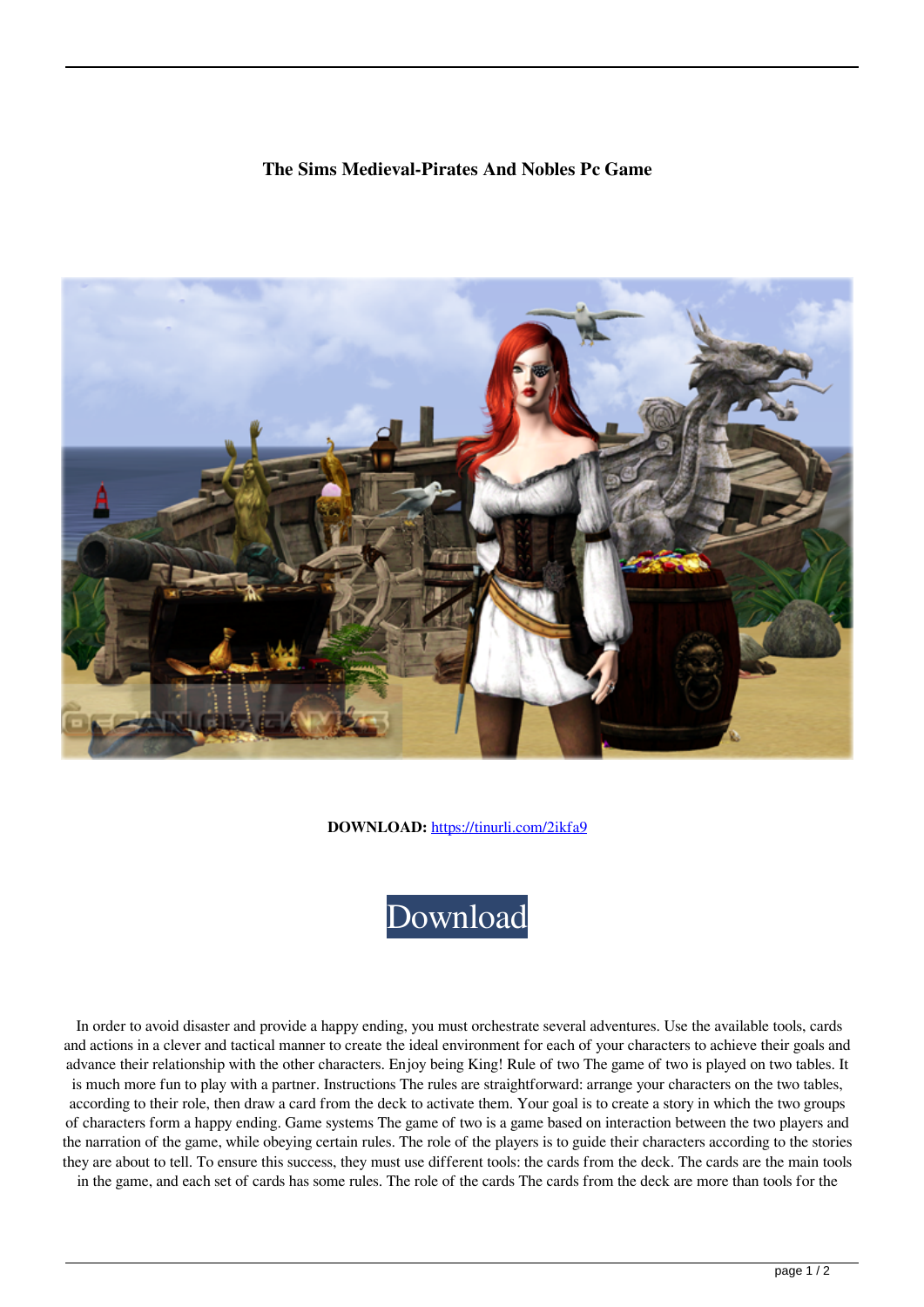**The Sims Medieval-Pirates And Nobles Pc Game**

**DOWNLOAD:** https://tinurli.com/2ikfa9

Download

In order to avoid disaster and provide a happy ending, you must orchestrate several adventures. Use the available tools, cards and actions in a clever and tactical manner to create the ideal environment for each of your characters to achieve their goals and advance their relationship with the other characters. Enjoy being King! Rule of two The game of two is played on two tables. It is much more fun to play with a partner. Instructions The rules are straightforward: arrange your characters on the two tables, according to their role, then draw a card from the deck to activate them. Your goal is to create a story in which the two groups of characters form a happy ending. Game systems The game of two is a game based on interaction between the two players and the narration of the game, while obeying certain rules. The role of the players is to guide their characters according to the stories they are about to tell. To ensure this success, they must use different tools: the cards from the deck. The cards are the main tools in the game, and each set of cards has some rules. The role of the cards The cards from the deck are more than tools for the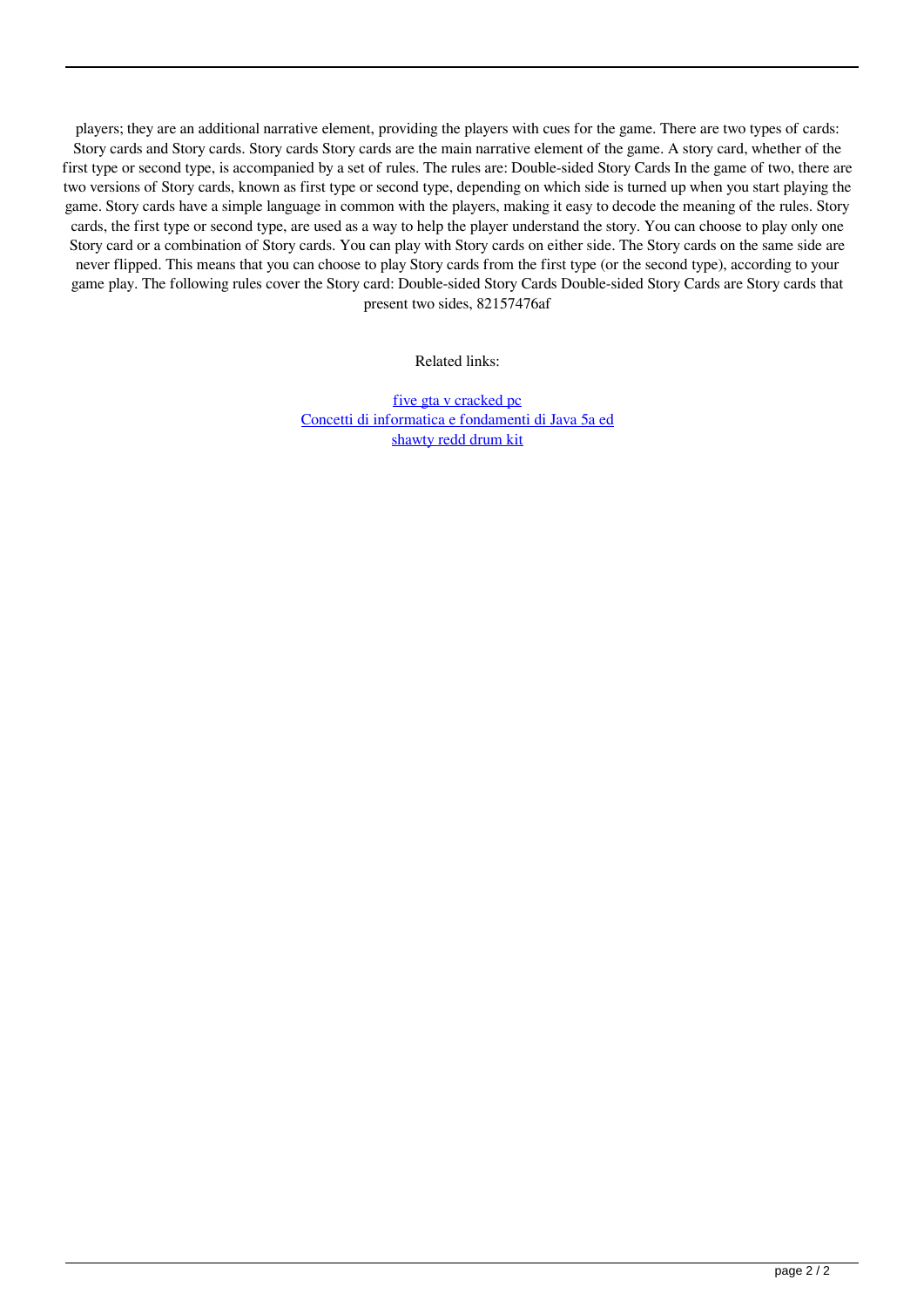players; they are an additional narrative element, providing the players with cues for the game. There are two types of cards: Story cards and Story cards. Story cards Story cards are the main narrative element of the game. A story card, whether of the first type or second type, is accompanied by a set of rules. The rules are: Double-sided Story Cards In the game of two, there are two versions of Story cards, known as first type or second type, depending on which side is turned up when you start playing the game. Story cards have a simple language in common with the players, making it easy to decode the meaning of the rules. Story cards, the first type or second type, are used as a way to help the player understand the story. You can choose to play only one Story card or a combination of Story cards. You can play with Story cards on either side. The Story cards on the same side are never flipped. This means that you can choose to play Story cards from the first type (or the second type), according to your game play. The following rules cover the Story card: Double-sided Story Cards Double-sided Story Cards are Story cards that present two sides, 82157476af

Related links:

[five gta v cracked pc]()
[Concetti di informatica e fondamenti di Java 5a ed]()
[shawty redd drum kit]()